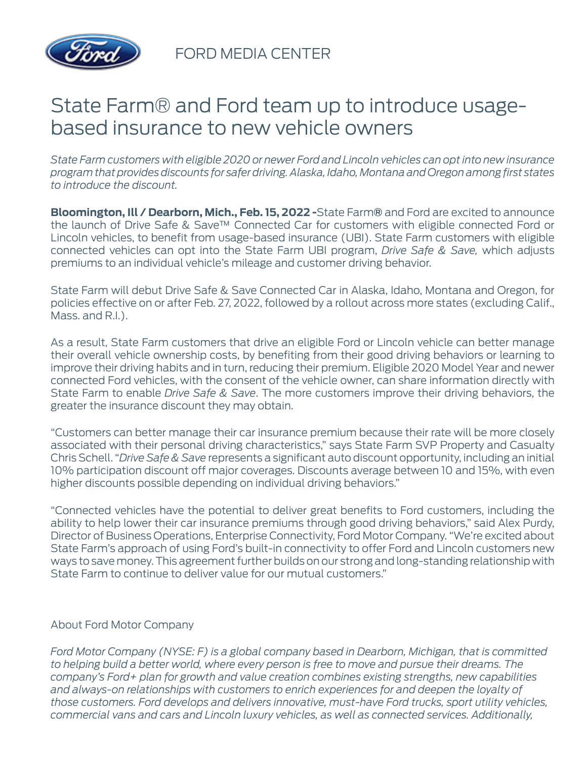FORD MEDIA CENTER

# State Farm® and Ford team up to introduce usage-based insurance to new vehicle owners

*State Farm customers with eligible 2020 or newer Ford and Lincoln vehicles can opt into new insurance program that provides discounts for safer driving. Alaska, Idaho, Montana and Oregon among first states to introduce the discount.*

**Bloomington, Ill / Dearborn, Mich., Feb. 15, 2022 -**State Farm® and Ford are excited to announce the launch of Drive Safe & Save™ Connected Car for customers with eligible connected Ford or Lincoln vehicles, to benefit from usage-based insurance (UBI). State Farm customers with eligible connected vehicles can opt into the State Farm UBI program, *Drive Safe & Save,* which adjusts premiums to an individual vehicle's mileage and customer driving behavior.

State Farm will debut Drive Safe & Save Connected Car in Alaska, Idaho, Montana and Oregon, for policies effective on or after Feb. 27, 2022, followed by a rollout across more states (excluding Calif., Mass. and R.I.).

As a result, State Farm customers that drive an eligible Ford or Lincoln vehicle can better manage their overall vehicle ownership costs, by benefiting from their good driving behaviors or learning to improve their driving habits and in turn, reducing their premium. Eligible 2020 Model Year and newer connected Ford vehicles, with the consent of the vehicle owner, can share information directly with State Farm to enable *Drive Safe & Save*. The more customers improve their driving behaviors, the greater the insurance discount they may obtain.

"Customers can better manage their car insurance premium because their rate will be more closely associated with their personal driving characteristics," says State Farm SVP Property and Casualty Chris Schell. "*Drive Safe & Save* represents a significant auto discount opportunity, including an initial 10% participation discount off major coverages. Discounts average between 10 and 15%, with even higher discounts possible depending on individual driving behaviors."

"Connected vehicles have the potential to deliver great benefits to Ford customers, including the ability to help lower their car insurance premiums through good driving behaviors," said Alex Purdy, Director of Business Operations, Enterprise Connectivity, Ford Motor Company. "We're excited about State Farm's approach of using Ford's built-in connectivity to offer Ford and Lincoln customers new ways to save money. This agreement further builds on our strong and long-standing relationship with State Farm to continue to deliver value for our mutual customers."

About Ford Motor Company

*Ford Motor Company (NYSE: F) is a global company based in Dearborn, Michigan, that is committed to helping build a better world, where every person is free to move and pursue their dreams. The company's Ford+ plan for growth and value creation combines existing strengths, new capabilities and always-on relationships with customers to enrich experiences for and deepen the loyalty of those customers. Ford develops and delivers innovative, must-have Ford trucks, sport utility vehicles, commercial vans and cars and Lincoln luxury vehicles, as well as connected services. Additionally,*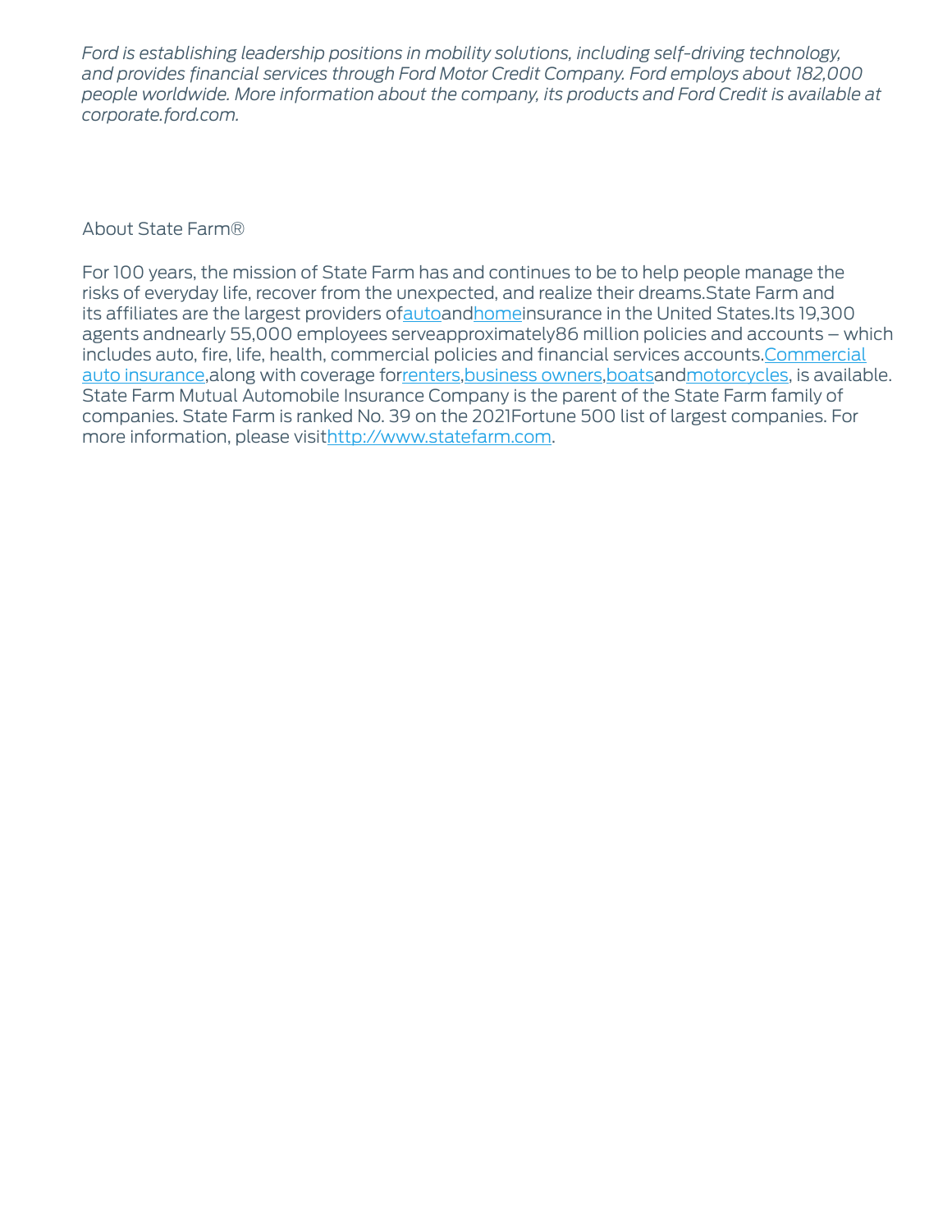*Ford is establishing leadership positions in mobility solutions, including self-driving technology, and provides financial services through Ford Motor Credit Company. Ford employs about 182,000 people worldwide. More information about the company, its products and Ford Credit is available at corporate.ford.com.*

About State Farm®

For 100 years, the mission of State Farm has and continues to be to help people manage the risks of everyday life, recover from the unexpected, and realize their dreams.State Farm and its affiliates are the largest providers of[auto](#)and[home](#)insurance in the United States.Its 19,300 agents andnearly 55,000 employees serveapproximately86 million policies and accounts – which includes auto, fire, life, health, commercial policies and financial services accounts.[Commercial auto insurance](#),along with coverage for[renters](#),[business owners](#),[boats](#)and[motorcycles](#), is available. State Farm Mutual Automobile Insurance Company is the parent of the State Farm family of companies. State Farm is ranked No. 39 on the 2021Fortune 500 list of largest companies. For more information, please visit[http://www.statefarm.com](http://www.statefarm.com).